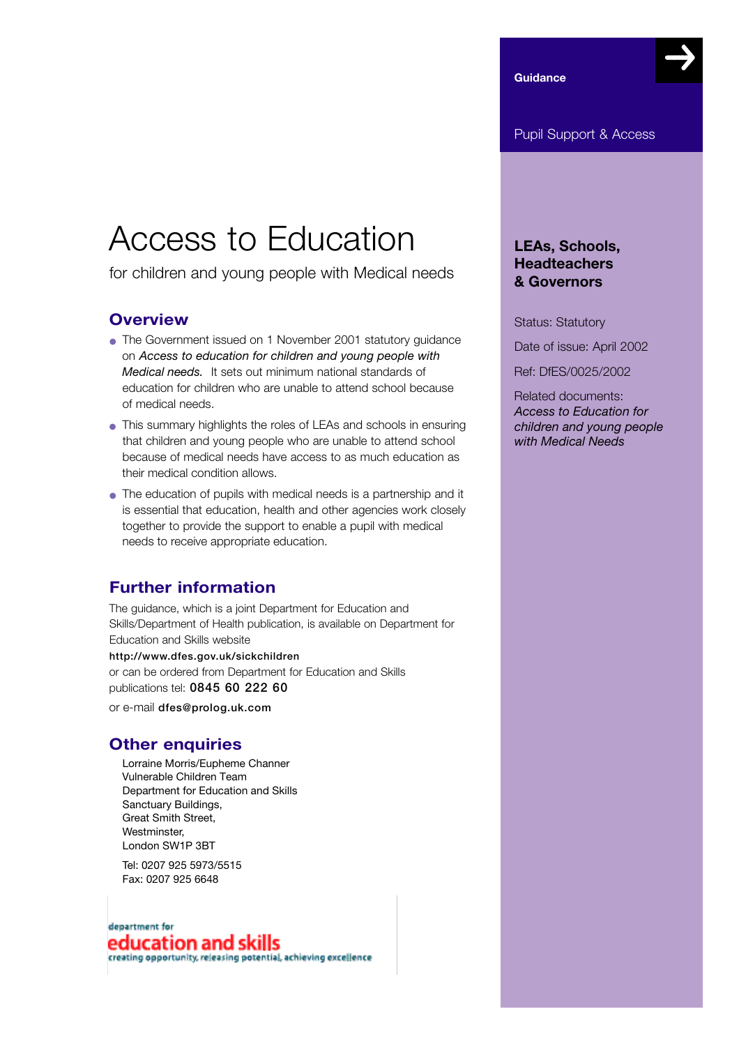Guidance

Pupil Support & Access

# Access to Education

for children and young people with Medical needs

**LEAs, Schools, Headteachers & Governors**

Status: Statutory

Date of issue: April 2002

Ref: DfES/0025/2002

Related documents:
*Access to Education for children and young people with Medical Needs*

## Overview

- The Government issued on 1 November 2001 statutory guidance on *Access to education for children and young people with Medical needs.* It sets out minimum national standards of education for children who are unable to attend school because of medical needs.
- This summary highlights the roles of LEAs and schools in ensuring that children and young people who are unable to attend school because of medical needs have access to as much education as their medical condition allows.
- The education of pupils with medical needs is a partnership and it is essential that education, health and other agencies work closely together to provide the support to enable a pupil with medical needs to receive appropriate education.

## Further information

The guidance, which is a joint Department for Education and Skills/Department of Health publication, is available on Department for Education and Skills website
http://www.dfes.gov.uk/sickchildren
or can be ordered from Department for Education and Skills publications tel: **0845 60 222 60**

or e-mail dfes@prolog.uk.com

## Other enquiries

Lorraine Morris/Eupheme Channer
Vulnerable Children Team
Department for Education and Skills
Sanctuary Buildings,
Great Smith Street,
Westminster,
London SW1P 3BT

Tel: 0207 925 5973/5515
Fax: 0207 925 6648

department for
education and skills
creating opportunity, releasing potential, achieving excellence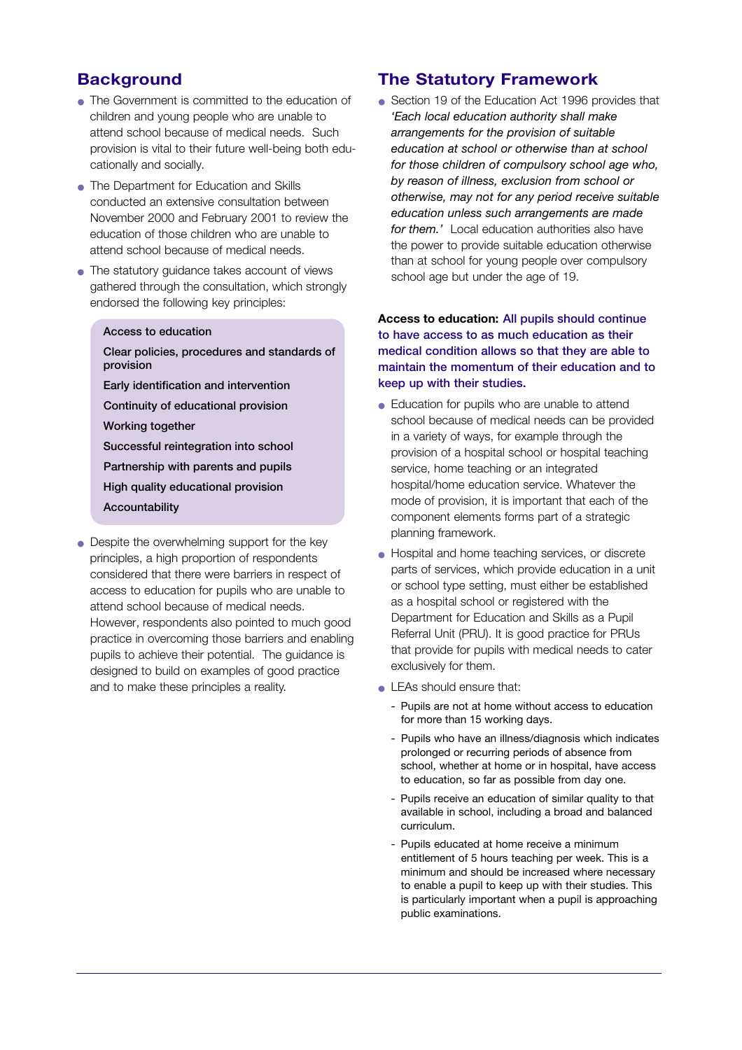## Background

- The Government is committed to the education of children and young people who are unable to attend school because of medical needs. Such provision is vital to their future well-being both educationally and socially.
- The Department for Education and Skills conducted an extensive consultation between November 2000 and February 2001 to review the education of those children who are unable to attend school because of medical needs.
- The statutory guidance takes account of views gathered through the consultation, which strongly endorsed the following key principles:

> **Access to education**
>
> **Clear policies, procedures and standards of provision**
>
> **Early identification and intervention**
>
> **Continuity of educational provision**
>
> **Working together**
>
> **Successful reintegration into school**
>
> **Partnership with parents and pupils**
>
> **High quality educational provision**
>
> **Accountability**

- Despite the overwhelming support for the key principles, a high proportion of respondents considered that there were barriers in respect of access to education for pupils who are unable to attend school because of medical needs. However, respondents also pointed to much good practice in overcoming those barriers and enabling pupils to achieve their potential. The guidance is designed to build on examples of good practice and to make these principles a reality.

## The Statutory Framework

- Section 19 of the Education Act 1996 provides that *'Each local education authority shall make arrangements for the provision of suitable education at school or otherwise than at school for those children of compulsory school age who, by reason of illness, exclusion from school or otherwise, may not for any period receive suitable education unless such arrangements are made for them.'* Local education authorities also have the power to provide suitable education otherwise than at school for young people over compulsory school age but under the age of 19.

**Access to education: All pupils should continue to have access to as much education as their medical condition allows so that they are able to maintain the momentum of their education and to keep up with their studies.**

- Education for pupils who are unable to attend school because of medical needs can be provided in a variety of ways, for example through the provision of a hospital school or hospital teaching service, home teaching or an integrated hospital/home education service. Whatever the mode of provision, it is important that each of the component elements forms part of a strategic planning framework.
- Hospital and home teaching services, or discrete parts of services, which provide education in a unit or school type setting, must either be established as a hospital school or registered with the Department for Education and Skills as a Pupil Referral Unit (PRU). It is good practice for PRUs that provide for pupils with medical needs to cater exclusively for them.
- LEAs should ensure that:
  - Pupils are not at home without access to education for more than 15 working days.
  - Pupils who have an illness/diagnosis which indicates prolonged or recurring periods of absence from school, whether at home or in hospital, have access to education, so far as possible from day one.
  - Pupils receive an education of similar quality to that available in school, including a broad and balanced curriculum.
  - Pupils educated at home receive a minimum entitlement of 5 hours teaching per week. This is a minimum and should be increased where necessary to enable a pupil to keep up with their studies. This is particularly important when a pupil is approaching public examinations.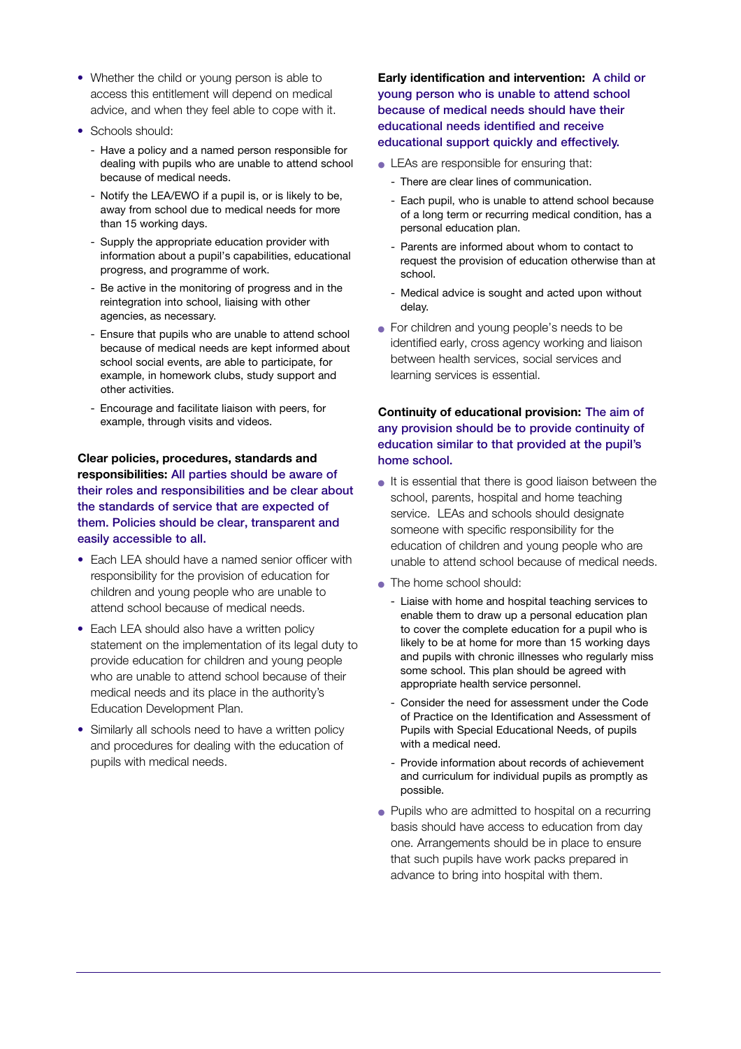- Whether the child or young person is able to access this entitlement will depend on medical advice, and when they feel able to cope with it.
- Schools should:
  - Have a policy and a named person responsible for dealing with pupils who are unable to attend school because of medical needs.
  - Notify the LEA/EWO if a pupil is, or is likely to be, away from school due to medical needs for more than 15 working days.
  - Supply the appropriate education provider with information about a pupil's capabilities, educational progress, and programme of work.
  - Be active in the monitoring of progress and in the reintegration into school, liaising with other agencies, as necessary.
  - Ensure that pupils who are unable to attend school because of medical needs are kept informed about school social events, are able to participate, for example, in homework clubs, study support and other activities.
  - Encourage and facilitate liaison with peers, for example, through visits and videos.

**Clear policies, procedures, standards and responsibilities:** All parties should be aware of their roles and responsibilities and be clear about the standards of service that are expected of them. Policies should be clear, transparent and easily accessible to all.

- Each LEA should have a named senior officer with responsibility for the provision of education for children and young people who are unable to attend school because of medical needs.
- Each LEA should also have a written policy statement on the implementation of its legal duty to provide education for children and young people who are unable to attend school because of their medical needs and its place in the authority's Education Development Plan.
- Similarly all schools need to have a written policy and procedures for dealing with the education of pupils with medical needs.

**Early identification and intervention:** A child or young person who is unable to attend school because of medical needs should have their educational needs identified and receive educational support quickly and effectively.

- LEAs are responsible for ensuring that:
  - There are clear lines of communication.
  - Each pupil, who is unable to attend school because of a long term or recurring medical condition, has a personal education plan.
  - Parents are informed about whom to contact to request the provision of education otherwise than at school.
  - Medical advice is sought and acted upon without delay.
- For children and young people's needs to be identified early, cross agency working and liaison between health services, social services and learning services is essential.

**Continuity of educational provision:** The aim of any provision should be to provide continuity of education similar to that provided at the pupil's home school.

- It is essential that there is good liaison between the school, parents, hospital and home teaching service. LEAs and schools should designate someone with specific responsibility for the education of children and young people who are unable to attend school because of medical needs.
- The home school should:
  - Liaise with home and hospital teaching services to enable them to draw up a personal education plan to cover the complete education for a pupil who is likely to be at home for more than 15 working days and pupils with chronic illnesses who regularly miss some school. This plan should be agreed with appropriate health service personnel.
  - Consider the need for assessment under the Code of Practice on the Identification and Assessment of Pupils with Special Educational Needs, of pupils with a medical need.
  - Provide information about records of achievement and curriculum for individual pupils as promptly as possible.
- Pupils who are admitted to hospital on a recurring basis should have access to education from day one. Arrangements should be in place to ensure that such pupils have work packs prepared in advance to bring into hospital with them.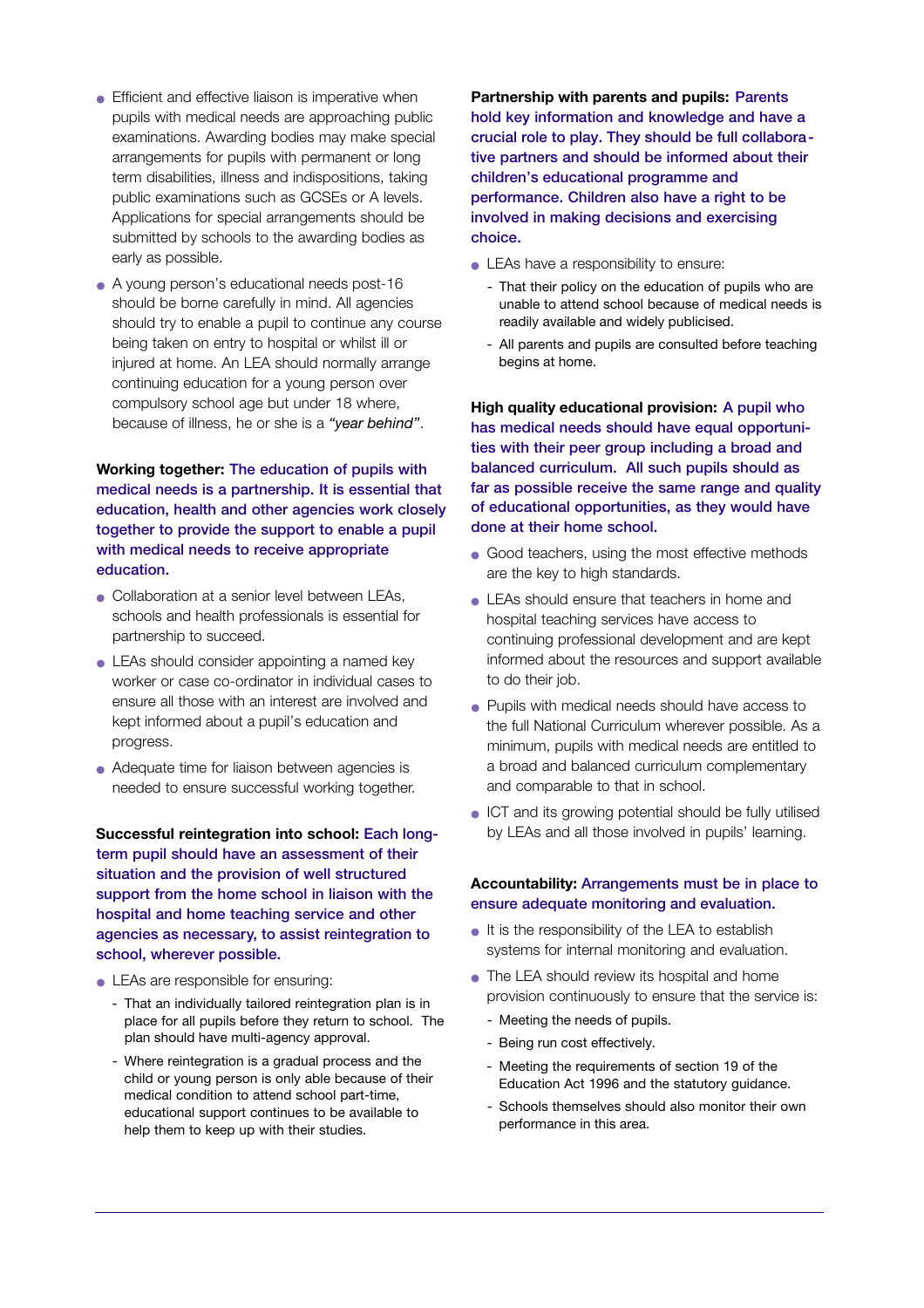- Efficient and effective liaison is imperative when pupils with medical needs are approaching public examinations. Awarding bodies may make special arrangements for pupils with permanent or long term disabilities, illness and indispositions, taking public examinations such as GCSEs or A levels. Applications for special arrangements should be submitted by schools to the awarding bodies as early as possible.
- A young person's educational needs post-16 should be borne carefully in mind. All agencies should try to enable a pupil to continue any course being taken on entry to hospital or whilst ill or injured at home. An LEA should normally arrange continuing education for a young person over compulsory school age but under 18 where, because of illness, he or she is a *"year behind"*.

**Working together:** The education of pupils with medical needs is a partnership. It is essential that education, health and other agencies work closely together to provide the support to enable a pupil with medical needs to receive appropriate education.

- Collaboration at a senior level between LEAs, schools and health professionals is essential for partnership to succeed.
- LEAs should consider appointing a named key worker or case co-ordinator in individual cases to ensure all those with an interest are involved and kept informed about a pupil's education and progress.
- Adequate time for liaison between agencies is needed to ensure successful working together.

**Successful reintegration into school:** Each long-term pupil should have an assessment of their situation and the provision of well structured support from the home school in liaison with the hospital and home teaching service and other agencies as necessary, to assist reintegration to school, wherever possible.

- LEAs are responsible for ensuring:
  - That an individually tailored reintegration plan is in place for all pupils before they return to school. The plan should have multi-agency approval.
  - Where reintegration is a gradual process and the child or young person is only able because of their medical condition to attend school part-time, educational support continues to be available to help them to keep up with their studies.

**Partnership with parents and pupils:** Parents hold key information and knowledge and have a crucial role to play. They should be full collaborative partners and should be informed about their children's educational programme and performance. Children also have a right to be involved in making decisions and exercising choice.

- LEAs have a responsibility to ensure:
  - That their policy on the education of pupils who are unable to attend school because of medical needs is readily available and widely publicised.
  - All parents and pupils are consulted before teaching begins at home.

**High quality educational provision:** A pupil who has medical needs should have equal opportunities with their peer group including a broad and balanced curriculum. All such pupils should as far as possible receive the same range and quality of educational opportunities, as they would have done at their home school.

- Good teachers, using the most effective methods are the key to high standards.
- LEAs should ensure that teachers in home and hospital teaching services have access to continuing professional development and are kept informed about the resources and support available to do their job.
- Pupils with medical needs should have access to the full National Curriculum wherever possible. As a minimum, pupils with medical needs are entitled to a broad and balanced curriculum complementary and comparable to that in school.
- ICT and its growing potential should be fully utilised by LEAs and all those involved in pupils' learning.

**Accountability:** Arrangements must be in place to ensure adequate monitoring and evaluation.

- It is the responsibility of the LEA to establish systems for internal monitoring and evaluation.
- The LEA should review its hospital and home provision continuously to ensure that the service is:
  - Meeting the needs of pupils.
  - Being run cost effectively.
  - Meeting the requirements of section 19 of the Education Act 1996 and the statutory guidance.
  - Schools themselves should also monitor their own performance in this area.